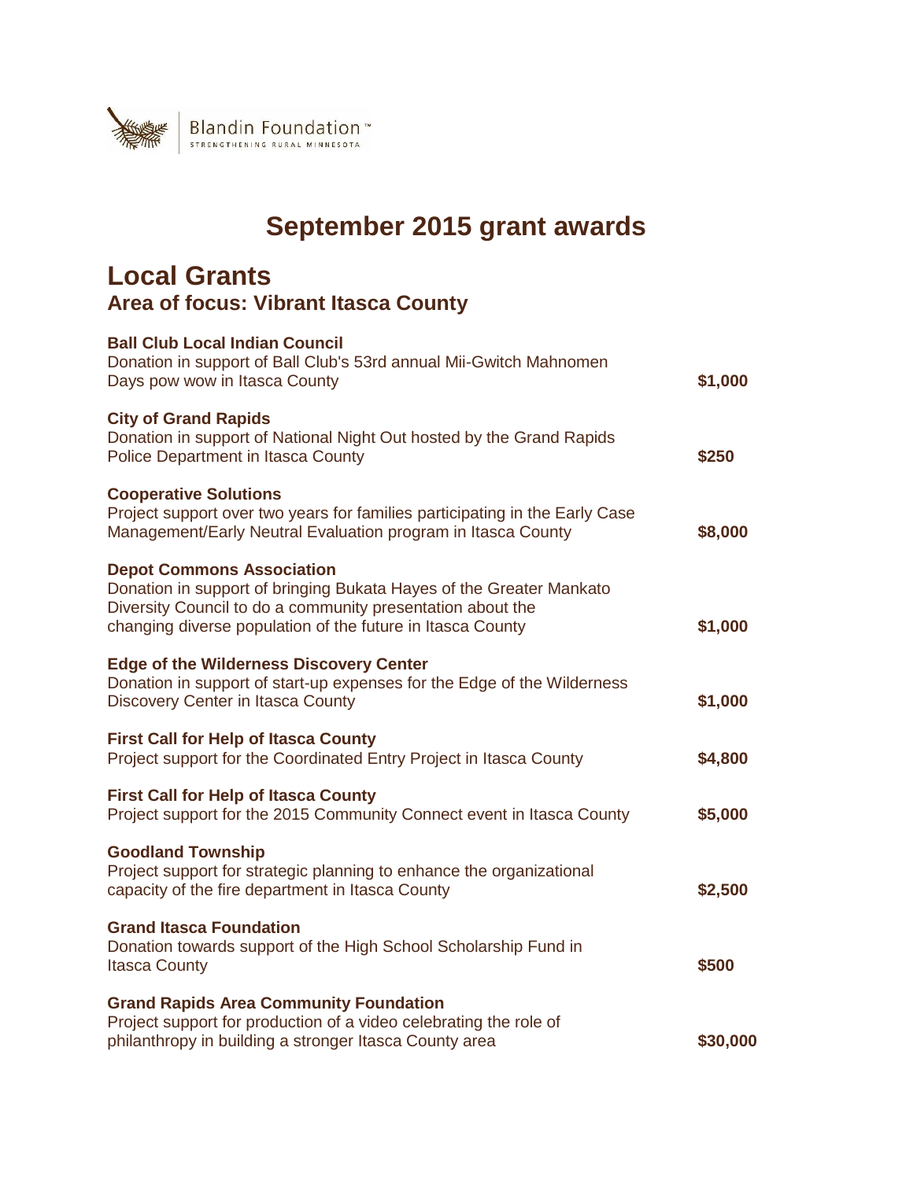Blandin Foundation™
STRENGTHENING RURAL MINNESOTA

# September 2015 grant awards

## Local Grants

### Area of focus: Vibrant Itasca County

| Grantee / Description | Amount |
| --- | --- |
| **Ball Club Local Indian Council**<br>Donation in support of Ball Club's 53rd annual Mii-Gwitch Mahnomen Days pow wow in Itasca County | **$1,000** |
| **City of Grand Rapids**<br>Donation in support of National Night Out hosted by the Grand Rapids Police Department in Itasca County | **$250** |
| **Cooperative Solutions**<br>Project support over two years for families participating in the Early Case Management/Early Neutral Evaluation program in Itasca County | **$8,000** |
| **Depot Commons Association**<br>Donation in support of bringing Bukata Hayes of the Greater Mankato Diversity Council to do a community presentation about the changing diverse population of the future in Itasca County | **$1,000** |
| **Edge of the Wilderness Discovery Center**<br>Donation in support of start-up expenses for the Edge of the Wilderness Discovery Center in Itasca County | **$1,000** |
| **First Call for Help of Itasca County**<br>Project support for the Coordinated Entry Project in Itasca County | **$4,800** |
| **First Call for Help of Itasca County**<br>Project support for the 2015 Community Connect event in Itasca County | **$5,000** |
| **Goodland Township**<br>Project support for strategic planning to enhance the organizational capacity of the fire department in Itasca County | **$2,500** |
| **Grand Itasca Foundation**<br>Donation towards support of the High School Scholarship Fund in Itasca County | **$500** |
| **Grand Rapids Area Community Foundation**<br>Project support for production of a video celebrating the role of philanthropy in building a stronger Itasca County area | **$30,000** |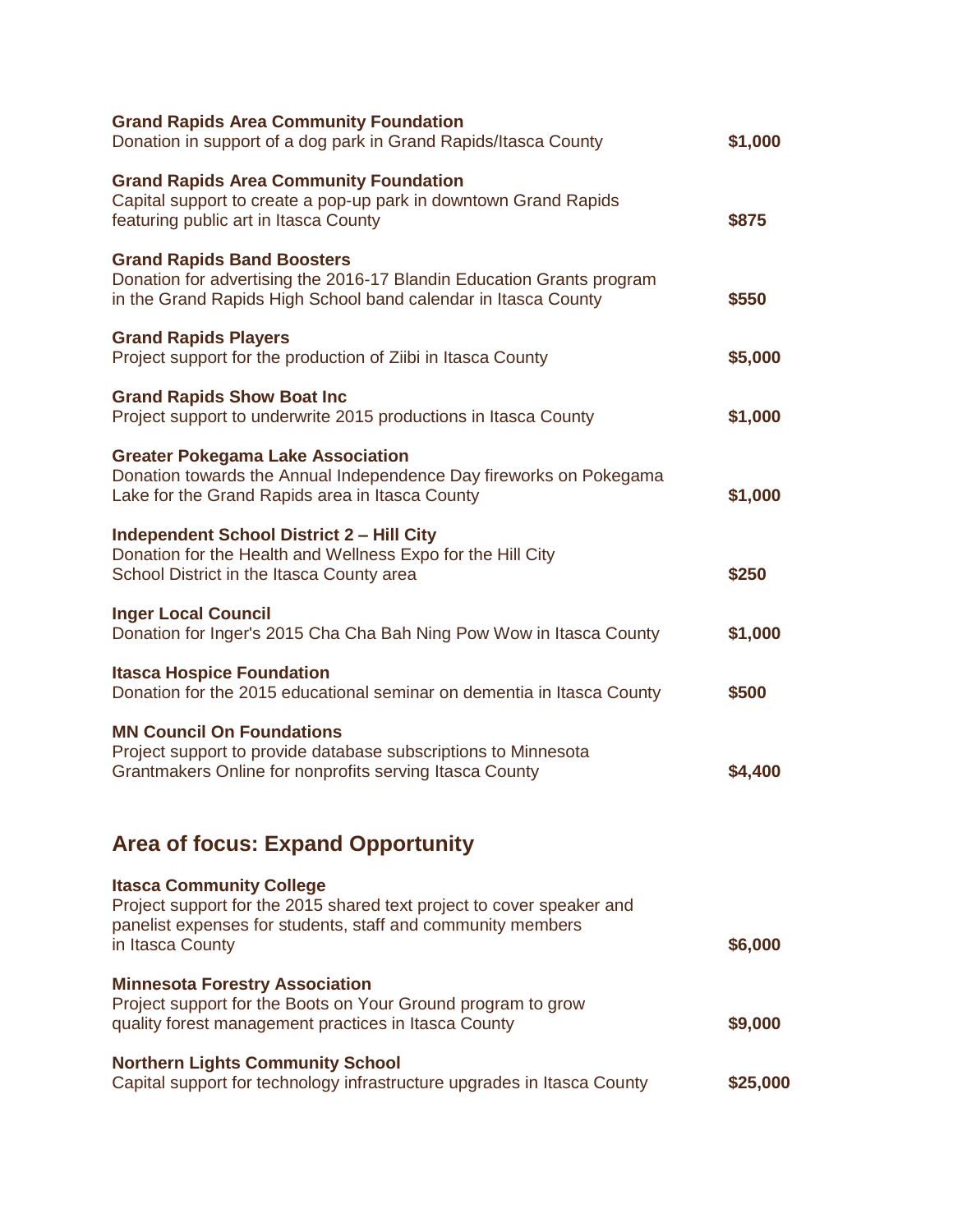**Grand Rapids Area Community Foundation**
Donation in support of a dog park in Grand Rapids/Itasca County **$1,000**

**Grand Rapids Area Community Foundation**
Capital support to create a pop-up park in downtown Grand Rapids featuring public art in Itasca County **$875**

**Grand Rapids Band Boosters**
Donation for advertising the 2016-17 Blandin Education Grants program in the Grand Rapids High School band calendar in Itasca County **$550**

**Grand Rapids Players**
Project support for the production of Ziibi in Itasca County **$5,000**

**Grand Rapids Show Boat Inc**
Project support to underwrite 2015 productions in Itasca County **$1,000**

**Greater Pokegama Lake Association**
Donation towards the Annual Independence Day fireworks on Pokegama Lake for the Grand Rapids area in Itasca County **$1,000**

**Independent School District 2 – Hill City**
Donation for the Health and Wellness Expo for the Hill City School District in the Itasca County area **$250**

**Inger Local Council**
Donation for Inger's 2015 Cha Cha Bah Ning Pow Wow in Itasca County **$1,000**

**Itasca Hospice Foundation**
Donation for the 2015 educational seminar on dementia in Itasca County **$500**

**MN Council On Foundations**
Project support to provide database subscriptions to Minnesota Grantmakers Online for nonprofits serving Itasca County **$4,400**

## Area of focus: Expand Opportunity

**Itasca Community College**
Project support for the 2015 shared text project to cover speaker and panelist expenses for students, staff and community members in Itasca County **$6,000**

**Minnesota Forestry Association**
Project support for the Boots on Your Ground program to grow quality forest management practices in Itasca County **$9,000**

**Northern Lights Community School**
Capital support for technology infrastructure upgrades in Itasca County **$25,000**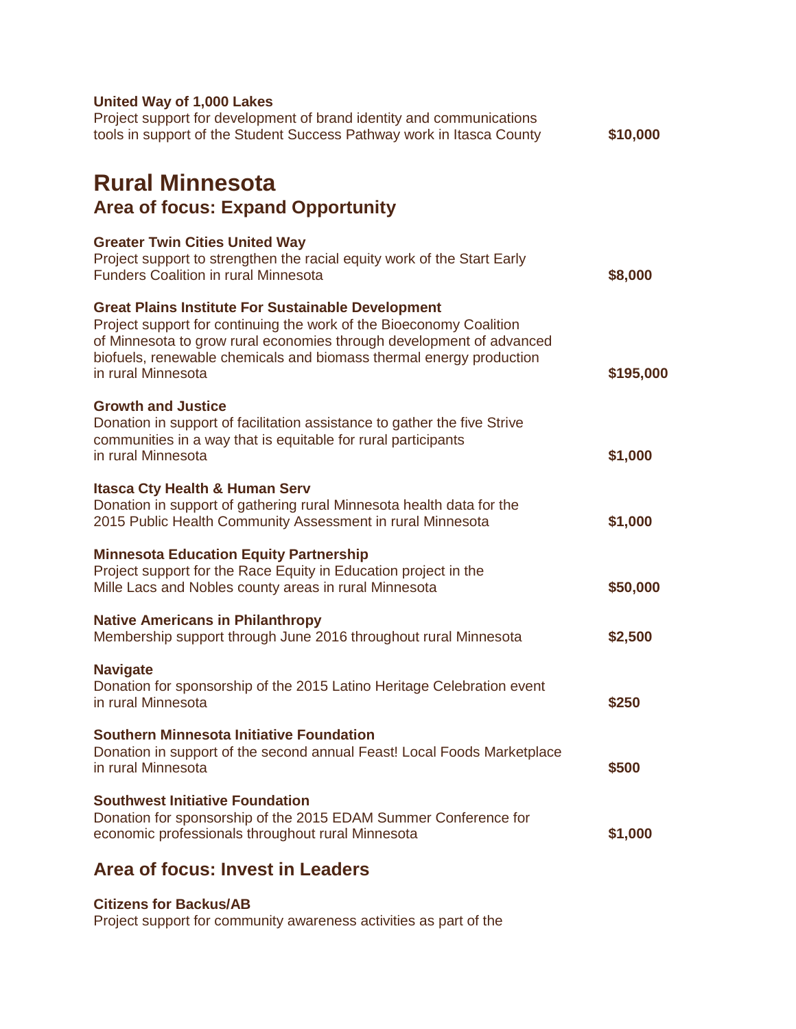**United Way of 1,000 Lakes**
Project support for development of brand identity and communications tools in support of the Student Success Pathway work in Itasca County **$10,000**

# Rural Minnesota

## Area of focus: Expand Opportunity

**Greater Twin Cities United Way**
Project support to strengthen the racial equity work of the Start Early Funders Coalition in rural Minnesota **$8,000**

**Great Plains Institute For Sustainable Development**
Project support for continuing the work of the Bioeconomy Coalition of Minnesota to grow rural economies through development of advanced biofuels, renewable chemicals and biomass thermal energy production in rural Minnesota **$195,000**

**Growth and Justice**
Donation in support of facilitation assistance to gather the five Strive communities in a way that is equitable for rural participants in rural Minnesota **$1,000**

**Itasca Cty Health & Human Serv**
Donation in support of gathering rural Minnesota health data for the 2015 Public Health Community Assessment in rural Minnesota **$1,000**

**Minnesota Education Equity Partnership**
Project support for the Race Equity in Education project in the Mille Lacs and Nobles county areas in rural Minnesota **$50,000**

**Native Americans in Philanthropy**
Membership support through June 2016 throughout rural Minnesota **$2,500**

**Navigate**
Donation for sponsorship of the 2015 Latino Heritage Celebration event in rural Minnesota **$250**

**Southern Minnesota Initiative Foundation**
Donation in support of the second annual Feast! Local Foods Marketplace in rural Minnesota **$500**

**Southwest Initiative Foundation**
Donation for sponsorship of the 2015 EDAM Summer Conference for economic professionals throughout rural Minnesota **$1,000**

## Area of focus: Invest in Leaders

**Citizens for Backus/AB**
Project support for community awareness activities as part of the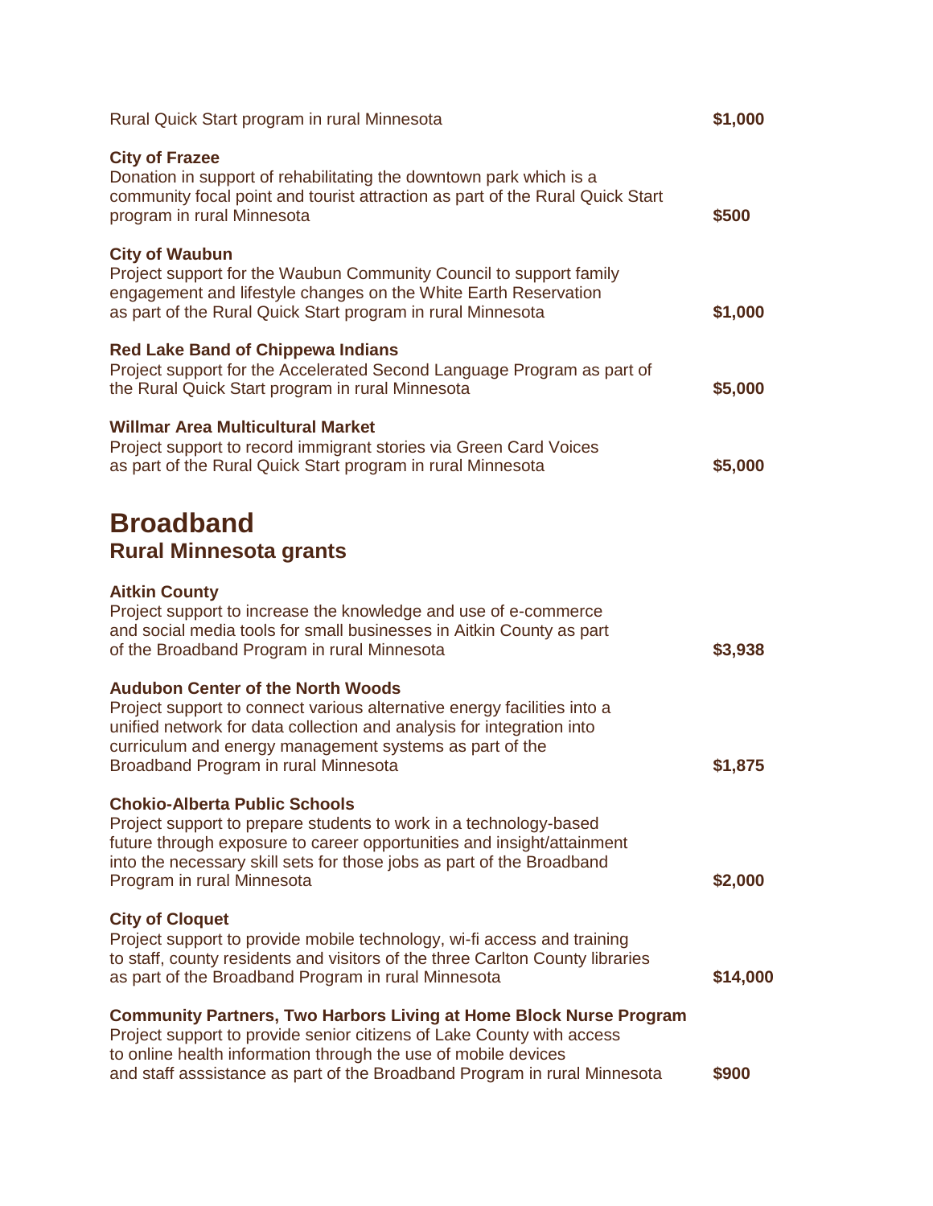Rural Quick Start program in rural Minnesota **$1,000**

**City of Frazee**
Donation in support of rehabilitating the downtown park which is a community focal point and tourist attraction as part of the Rural Quick Start program in rural Minnesota **$500**

**City of Waubun**
Project support for the Waubun Community Council to support family engagement and lifestyle changes on the White Earth Reservation as part of the Rural Quick Start program in rural Minnesota **$1,000**

**Red Lake Band of Chippewa Indians**
Project support for the Accelerated Second Language Program as part of the Rural Quick Start program in rural Minnesota **$5,000**

**Willmar Area Multicultural Market**
Project support to record immigrant stories via Green Card Voices as part of the Rural Quick Start program in rural Minnesota **$5,000**

# Broadband

## Rural Minnesota grants

**Aitkin County**
Project support to increase the knowledge and use of e-commerce and social media tools for small businesses in Aitkin County as part of the Broadband Program in rural Minnesota **$3,938**

**Audubon Center of the North Woods**
Project support to connect various alternative energy facilities into a unified network for data collection and analysis for integration into curriculum and energy management systems as part of the Broadband Program in rural Minnesota **$1,875**

**Chokio-Alberta Public Schools**
Project support to prepare students to work in a technology-based future through exposure to career opportunities and insight/attainment into the necessary skill sets for those jobs as part of the Broadband Program in rural Minnesota **$2,000**

**City of Cloquet**
Project support to provide mobile technology, wi-fi access and training to staff, county residents and visitors of the three Carlton County libraries as part of the Broadband Program in rural Minnesota **$14,000**

**Community Partners, Two Harbors Living at Home Block Nurse Program**
Project support to provide senior citizens of Lake County with access to online health information through the use of mobile devices and staff asssistance as part of the Broadband Program in rural Minnesota **$900**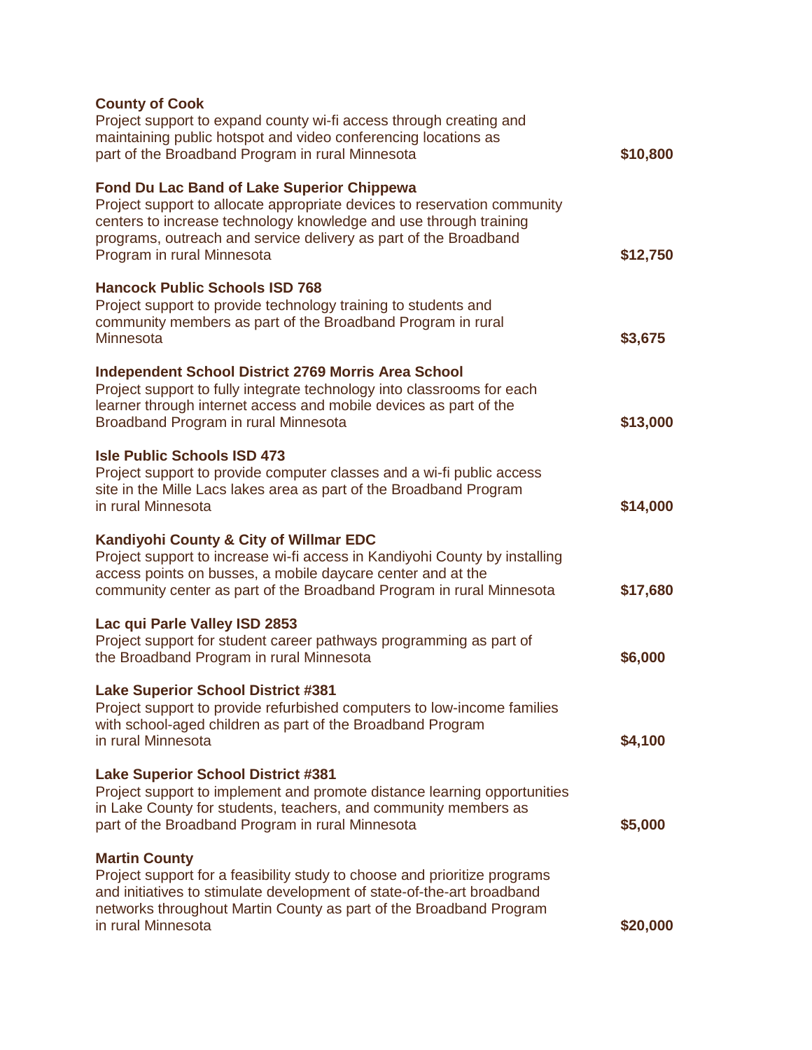**County of Cook**
Project support to expand county wi-fi access through creating and maintaining public hotspot and video conferencing locations as part of the Broadband Program in rural Minnesota **$10,800**

**Fond Du Lac Band of Lake Superior Chippewa**
Project support to allocate appropriate devices to reservation community centers to increase technology knowledge and use through training programs, outreach and service delivery as part of the Broadband Program in rural Minnesota **$12,750**

**Hancock Public Schools ISD 768**
Project support to provide technology training to students and community members as part of the Broadband Program in rural Minnesota **$3,675**

**Independent School District 2769 Morris Area School**
Project support to fully integrate technology into classrooms for each learner through internet access and mobile devices as part of the Broadband Program in rural Minnesota **$13,000**

**Isle Public Schools ISD 473**
Project support to provide computer classes and a wi-fi public access site in the Mille Lacs lakes area as part of the Broadband Program in rural Minnesota **$14,000**

**Kandiyohi County & City of Willmar EDC**
Project support to increase wi-fi access in Kandiyohi County by installing access points on busses, a mobile daycare center and at the community center as part of the Broadband Program in rural Minnesota **$17,680**

**Lac qui Parle Valley ISD 2853**
Project support for student career pathways programming as part of the Broadband Program in rural Minnesota **$6,000**

**Lake Superior School District #381**
Project support to provide refurbished computers to low-income families with school-aged children as part of the Broadband Program in rural Minnesota **$4,100**

**Lake Superior School District #381**
Project support to implement and promote distance learning opportunities in Lake County for students, teachers, and community members as part of the Broadband Program in rural Minnesota **$5,000**

**Martin County**
Project support for a feasibility study to choose and prioritize programs and initiatives to stimulate development of state-of-the-art broadband networks throughout Martin County as part of the Broadband Program in rural Minnesota **$20,000**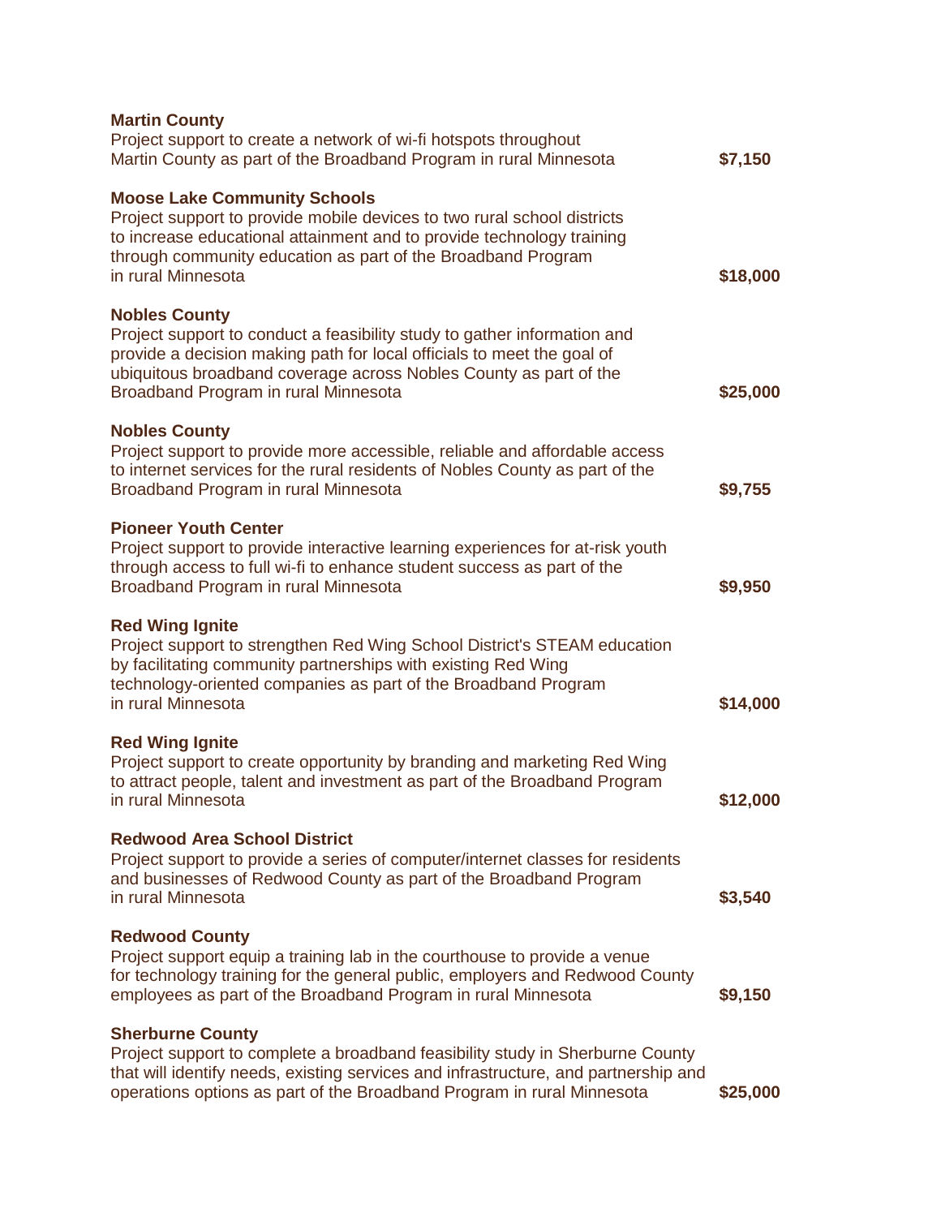**Martin County**
Project support to create a network of wi-fi hotspots throughout Martin County as part of the Broadband Program in rural Minnesota **$7,150**

**Moose Lake Community Schools**
Project support to provide mobile devices to two rural school districts to increase educational attainment and to provide technology training through community education as part of the Broadband Program in rural Minnesota **$18,000**

**Nobles County**
Project support to conduct a feasibility study to gather information and provide a decision making path for local officials to meet the goal of ubiquitous broadband coverage across Nobles County as part of the Broadband Program in rural Minnesota **$25,000**

**Nobles County**
Project support to provide more accessible, reliable and affordable access to internet services for the rural residents of Nobles County as part of the Broadband Program in rural Minnesota **$9,755**

**Pioneer Youth Center**
Project support to provide interactive learning experiences for at-risk youth through access to full wi-fi to enhance student success as part of the Broadband Program in rural Minnesota **$9,950**

**Red Wing Ignite**
Project support to strengthen Red Wing School District's STEAM education by facilitating community partnerships with existing Red Wing technology-oriented companies as part of the Broadband Program in rural Minnesota **$14,000**

**Red Wing Ignite**
Project support to create opportunity by branding and marketing Red Wing to attract people, talent and investment as part of the Broadband Program in rural Minnesota **$12,000**

**Redwood Area School District**
Project support to provide a series of computer/internet classes for residents and businesses of Redwood County as part of the Broadband Program in rural Minnesota **$3,540**

**Redwood County**
Project support equip a training lab in the courthouse to provide a venue for technology training for the general public, employers and Redwood County employees as part of the Broadband Program in rural Minnesota **$9,150**

**Sherburne County**
Project support to complete a broadband feasibility study in Sherburne County that will identify needs, existing services and infrastructure, and partnership and operations options as part of the Broadband Program in rural Minnesota **$25,000**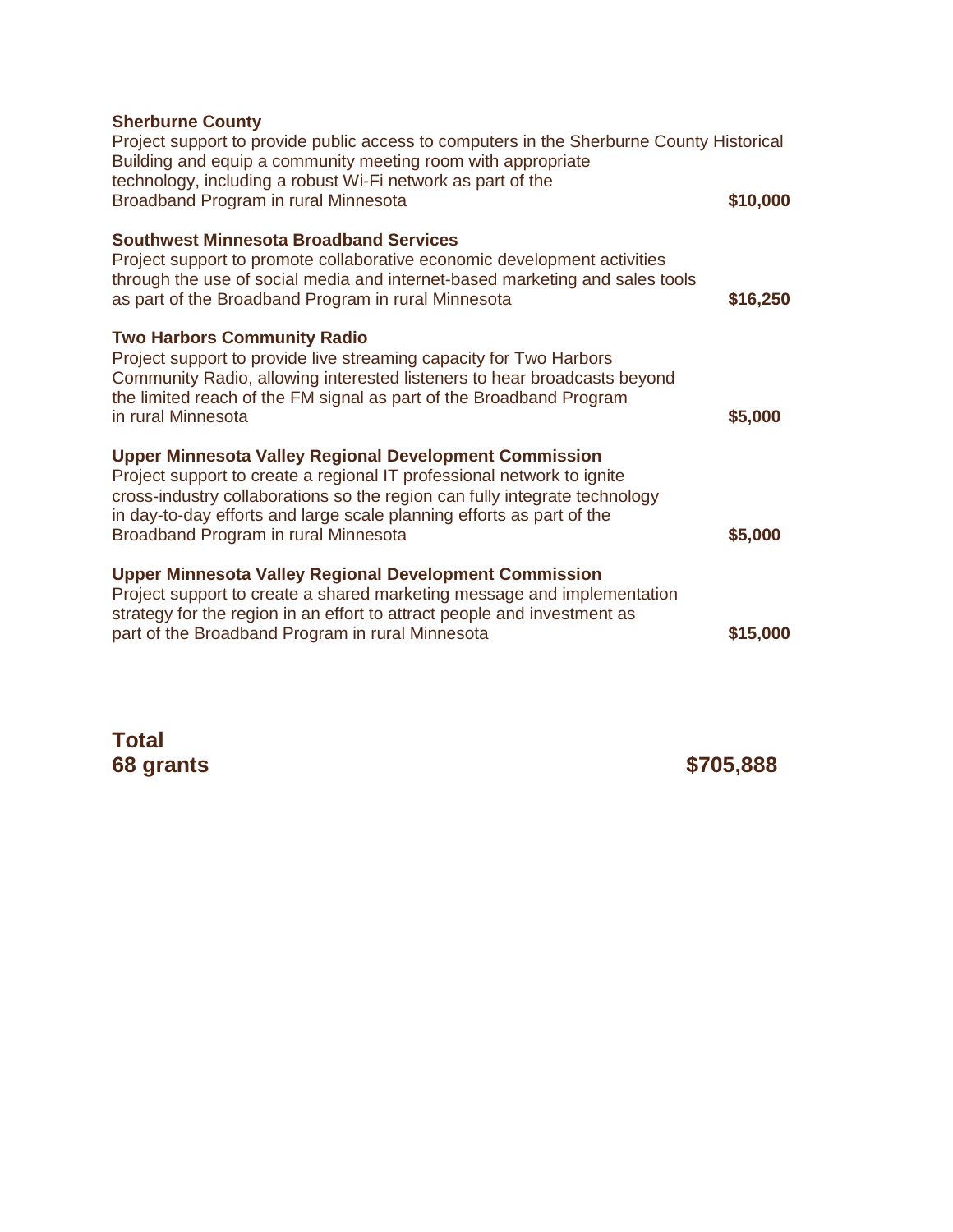**Sherburne County**
Project support to provide public access to computers in the Sherburne County Historical Building and equip a community meeting room with appropriate technology, including a robust Wi-Fi network as part of the Broadband Program in rural Minnesota **$10,000**

**Southwest Minnesota Broadband Services**
Project support to promote collaborative economic development activities through the use of social media and internet-based marketing and sales tools as part of the Broadband Program in rural Minnesota **$16,250**

**Two Harbors Community Radio**
Project support to provide live streaming capacity for Two Harbors Community Radio, allowing interested listeners to hear broadcasts beyond the limited reach of the FM signal as part of the Broadband Program in rural Minnesota **$5,000**

**Upper Minnesota Valley Regional Development Commission**
Project support to create a regional IT professional network to ignite cross-industry collaborations so the region can fully integrate technology in day-to-day efforts and large scale planning efforts as part of the Broadband Program in rural Minnesota **$5,000**

**Upper Minnesota Valley Regional Development Commission**
Project support to create a shared marketing message and implementation strategy for the region in an effort to attract people and investment as part of the Broadband Program in rural Minnesota **$15,000**

## Total
## 68 grants **$705,888**